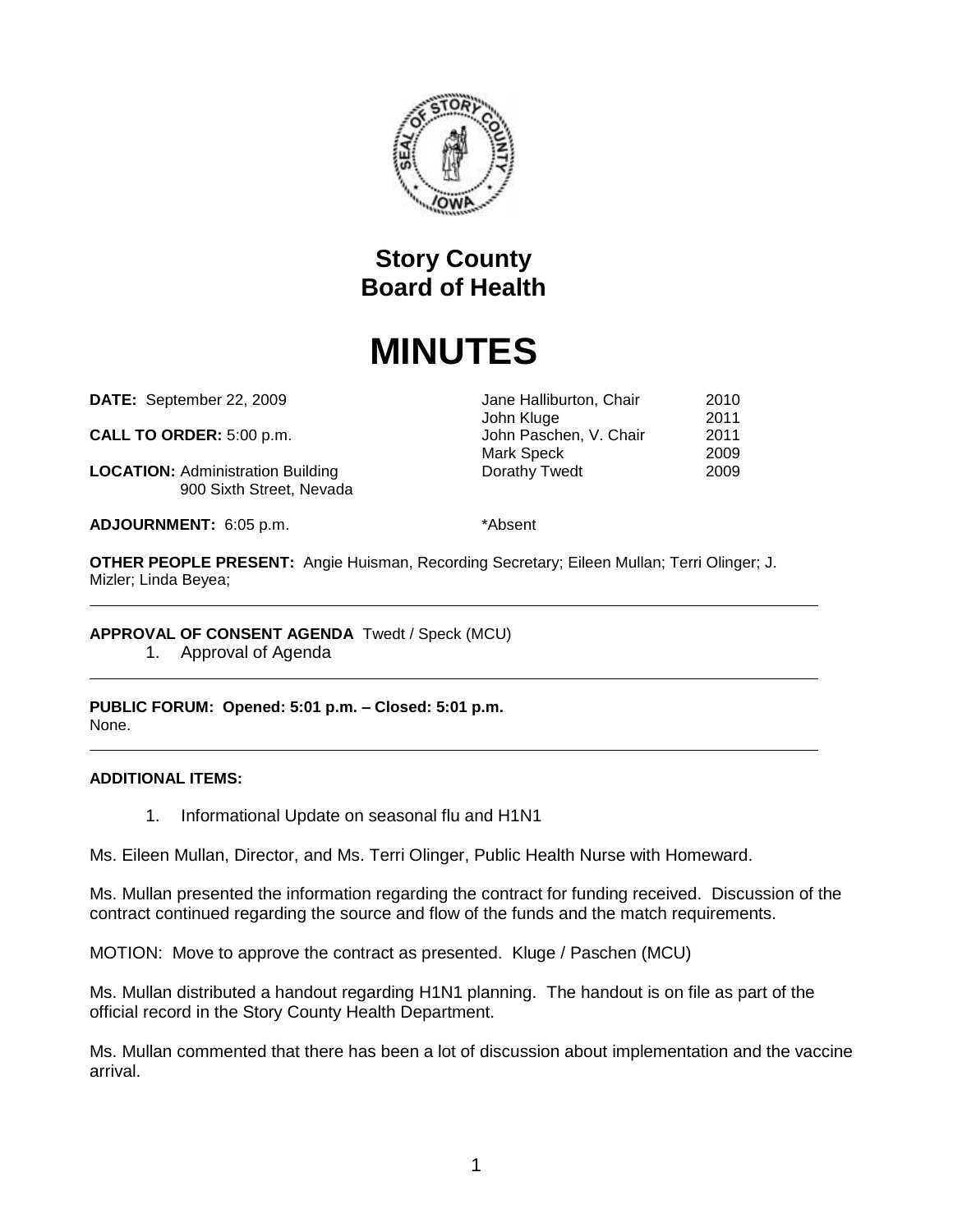# Story County
# Board of Health

# MINUTES

**DATE:** September 22, 2009

**CALL TO ORDER:** 5:00 p.m.

**LOCATION:** Administration Building
900 Sixth Street, Nevada

**ADJOURNMENT:** 6:05 p.m.

| | |
|---|---|
| Jane Halliburton, Chair | 2010 |
| John Kluge | 2011 |
| John Paschen, V. Chair | 2011 |
| Mark Speck | 2009 |
| Dorathy Twedt | 2009 |

*Absent

**OTHER PEOPLE PRESENT:** Angie Huisman, Recording Secretary; Eileen Mullan; Terri Olinger; J. Mizler; Linda Beyea;

---

**APPROVAL OF CONSENT AGENDA** Twedt / Speck (MCU)

1. Approval of Agenda

---

**PUBLIC FORUM: Opened: 5:01 p.m. – Closed: 5:01 p.m.**
None.

---

**ADDITIONAL ITEMS:**

1. Informational Update on seasonal flu and H1N1

Ms. Eileen Mullan, Director, and Ms. Terri Olinger, Public Health Nurse with Homeward.

Ms. Mullan presented the information regarding the contract for funding received. Discussion of the contract continued regarding the source and flow of the funds and the match requirements.

MOTION: Move to approve the contract as presented. Kluge / Paschen (MCU)

Ms. Mullan distributed a handout regarding H1N1 planning. The handout is on file as part of the official record in the Story County Health Department.

Ms. Mullan commented that there has been a lot of discussion about implementation and the vaccine arrival.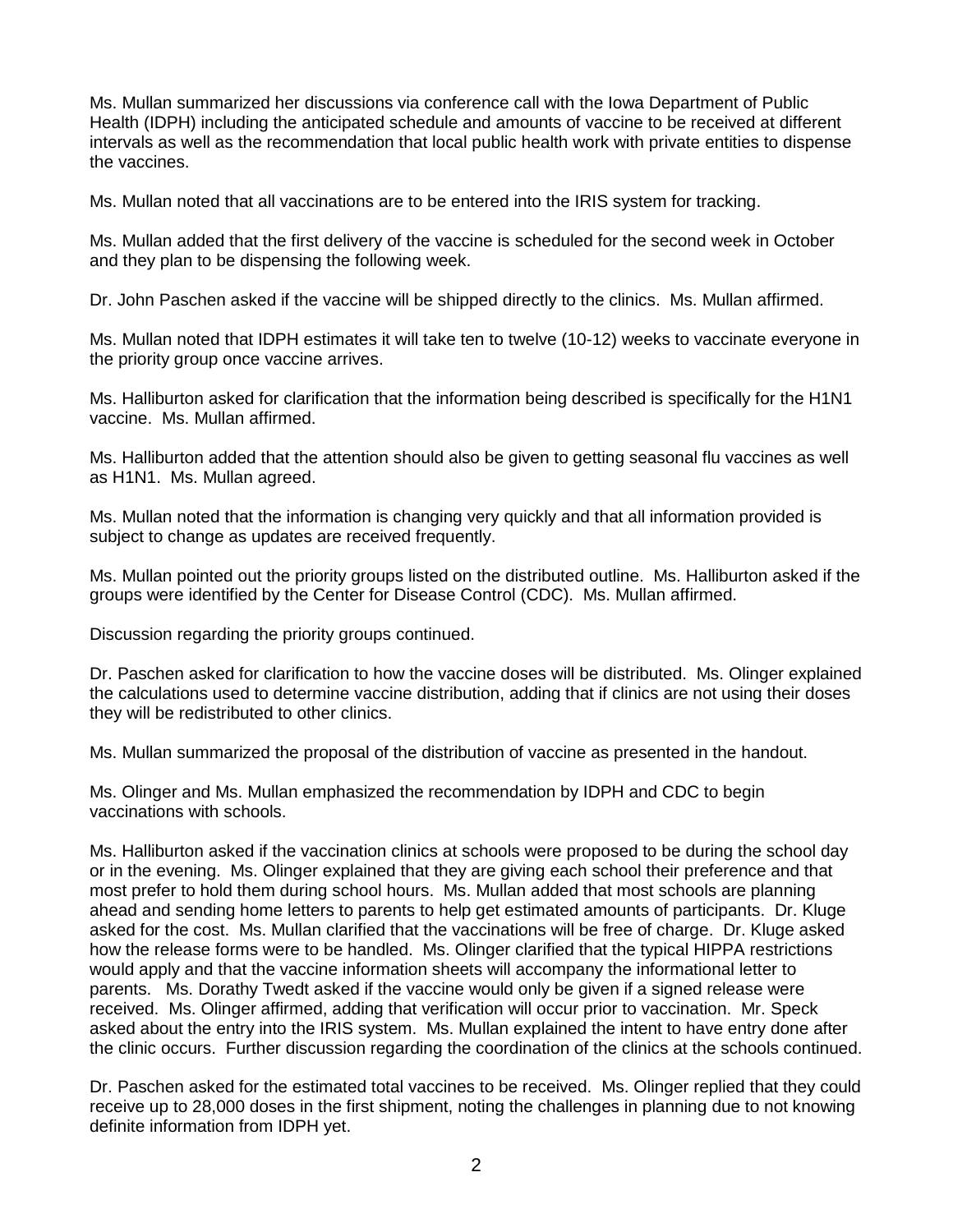Ms. Mullan summarized her discussions via conference call with the Iowa Department of Public Health (IDPH) including the anticipated schedule and amounts of vaccine to be received at different intervals as well as the recommendation that local public health work with private entities to dispense the vaccines.

Ms. Mullan noted that all vaccinations are to be entered into the IRIS system for tracking.

Ms. Mullan added that the first delivery of the vaccine is scheduled for the second week in October and they plan to be dispensing the following week.

Dr. John Paschen asked if the vaccine will be shipped directly to the clinics. Ms. Mullan affirmed.

Ms. Mullan noted that IDPH estimates it will take ten to twelve (10-12) weeks to vaccinate everyone in the priority group once vaccine arrives.

Ms. Halliburton asked for clarification that the information being described is specifically for the H1N1 vaccine. Ms. Mullan affirmed.

Ms. Halliburton added that the attention should also be given to getting seasonal flu vaccines as well as H1N1. Ms. Mullan agreed.

Ms. Mullan noted that the information is changing very quickly and that all information provided is subject to change as updates are received frequently.

Ms. Mullan pointed out the priority groups listed on the distributed outline. Ms. Halliburton asked if the groups were identified by the Center for Disease Control (CDC). Ms. Mullan affirmed.

Discussion regarding the priority groups continued.

Dr. Paschen asked for clarification to how the vaccine doses will be distributed. Ms. Olinger explained the calculations used to determine vaccine distribution, adding that if clinics are not using their doses they will be redistributed to other clinics.

Ms. Mullan summarized the proposal of the distribution of vaccine as presented in the handout.

Ms. Olinger and Ms. Mullan emphasized the recommendation by IDPH and CDC to begin vaccinations with schools.

Ms. Halliburton asked if the vaccination clinics at schools were proposed to be during the school day or in the evening. Ms. Olinger explained that they are giving each school their preference and that most prefer to hold them during school hours. Ms. Mullan added that most schools are planning ahead and sending home letters to parents to help get estimated amounts of participants. Dr. Kluge asked for the cost. Ms. Mullan clarified that the vaccinations will be free of charge. Dr. Kluge asked how the release forms were to be handled. Ms. Olinger clarified that the typical HIPPA restrictions would apply and that the vaccine information sheets will accompany the informational letter to parents. Ms. Dorathy Twedt asked if the vaccine would only be given if a signed release were received. Ms. Olinger affirmed, adding that verification will occur prior to vaccination. Mr. Speck asked about the entry into the IRIS system. Ms. Mullan explained the intent to have entry done after the clinic occurs. Further discussion regarding the coordination of the clinics at the schools continued.

Dr. Paschen asked for the estimated total vaccines to be received. Ms. Olinger replied that they could receive up to 28,000 doses in the first shipment, noting the challenges in planning due to not knowing definite information from IDPH yet.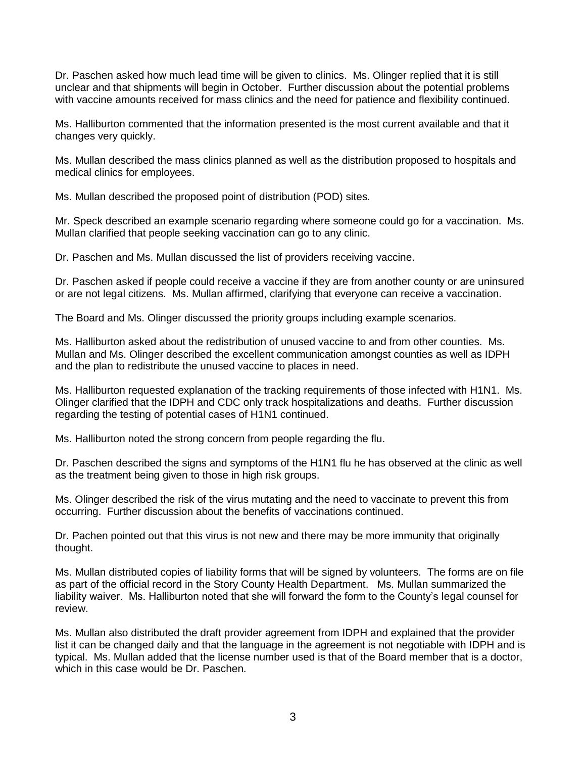Dr. Paschen asked how much lead time will be given to clinics. Ms. Olinger replied that it is still unclear and that shipments will begin in October. Further discussion about the potential problems with vaccine amounts received for mass clinics and the need for patience and flexibility continued.

Ms. Halliburton commented that the information presented is the most current available and that it changes very quickly.

Ms. Mullan described the mass clinics planned as well as the distribution proposed to hospitals and medical clinics for employees.

Ms. Mullan described the proposed point of distribution (POD) sites.

Mr. Speck described an example scenario regarding where someone could go for a vaccination. Ms. Mullan clarified that people seeking vaccination can go to any clinic.

Dr. Paschen and Ms. Mullan discussed the list of providers receiving vaccine.

Dr. Paschen asked if people could receive a vaccine if they are from another county or are uninsured or are not legal citizens. Ms. Mullan affirmed, clarifying that everyone can receive a vaccination.

The Board and Ms. Olinger discussed the priority groups including example scenarios.

Ms. Halliburton asked about the redistribution of unused vaccine to and from other counties. Ms. Mullan and Ms. Olinger described the excellent communication amongst counties as well as IDPH and the plan to redistribute the unused vaccine to places in need.

Ms. Halliburton requested explanation of the tracking requirements of those infected with H1N1. Ms. Olinger clarified that the IDPH and CDC only track hospitalizations and deaths. Further discussion regarding the testing of potential cases of H1N1 continued.

Ms. Halliburton noted the strong concern from people regarding the flu.

Dr. Paschen described the signs and symptoms of the H1N1 flu he has observed at the clinic as well as the treatment being given to those in high risk groups.

Ms. Olinger described the risk of the virus mutating and the need to vaccinate to prevent this from occurring. Further discussion about the benefits of vaccinations continued.

Dr. Pachen pointed out that this virus is not new and there may be more immunity that originally thought.

Ms. Mullan distributed copies of liability forms that will be signed by volunteers. The forms are on file as part of the official record in the Story County Health Department. Ms. Mullan summarized the liability waiver. Ms. Halliburton noted that she will forward the form to the County's legal counsel for review.

Ms. Mullan also distributed the draft provider agreement from IDPH and explained that the provider list it can be changed daily and that the language in the agreement is not negotiable with IDPH and is typical. Ms. Mullan added that the license number used is that of the Board member that is a doctor, which in this case would be Dr. Paschen.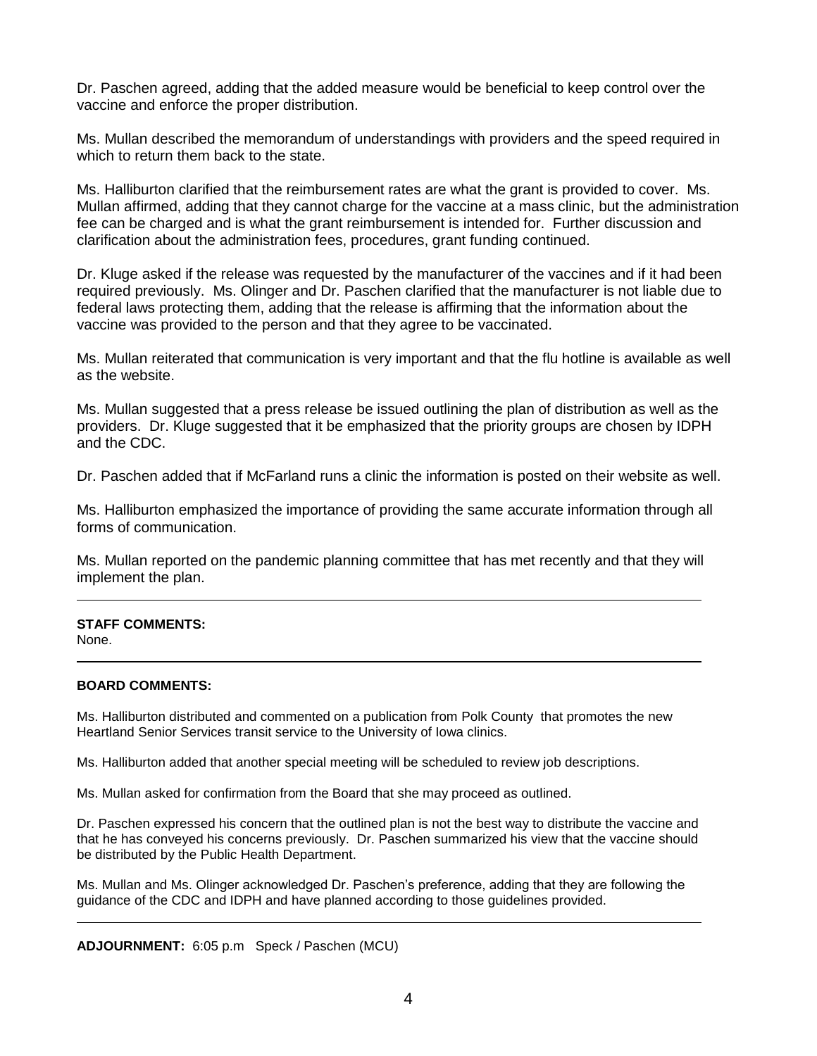Dr. Paschen agreed, adding that the added measure would be beneficial to keep control over the vaccine and enforce the proper distribution.

Ms. Mullan described the memorandum of understandings with providers and the speed required in which to return them back to the state.

Ms. Halliburton clarified that the reimbursement rates are what the grant is provided to cover. Ms. Mullan affirmed, adding that they cannot charge for the vaccine at a mass clinic, but the administration fee can be charged and is what the grant reimbursement is intended for. Further discussion and clarification about the administration fees, procedures, grant funding continued.

Dr. Kluge asked if the release was requested by the manufacturer of the vaccines and if it had been required previously. Ms. Olinger and Dr. Paschen clarified that the manufacturer is not liable due to federal laws protecting them, adding that the release is affirming that the information about the vaccine was provided to the person and that they agree to be vaccinated.

Ms. Mullan reiterated that communication is very important and that the flu hotline is available as well as the website.

Ms. Mullan suggested that a press release be issued outlining the plan of distribution as well as the providers. Dr. Kluge suggested that it be emphasized that the priority groups are chosen by IDPH and the CDC.

Dr. Paschen added that if McFarland runs a clinic the information is posted on their website as well.

Ms. Halliburton emphasized the importance of providing the same accurate information through all forms of communication.

Ms. Mullan reported on the pandemic planning committee that has met recently and that they will implement the plan.

---

**STAFF COMMENTS:**
None.

---

**BOARD COMMENTS:**

Ms. Halliburton distributed and commented on a publication from Polk County that promotes the new Heartland Senior Services transit service to the University of Iowa clinics.

Ms. Halliburton added that another special meeting will be scheduled to review job descriptions.

Ms. Mullan asked for confirmation from the Board that she may proceed as outlined.

Dr. Paschen expressed his concern that the outlined plan is not the best way to distribute the vaccine and that he has conveyed his concerns previously. Dr. Paschen summarized his view that the vaccine should be distributed by the Public Health Department.

Ms. Mullan and Ms. Olinger acknowledged Dr. Paschen's preference, adding that they are following the guidance of the CDC and IDPH and have planned according to those guidelines provided.

---

**ADJOURNMENT:** 6:05 p.m Speck / Paschen (MCU)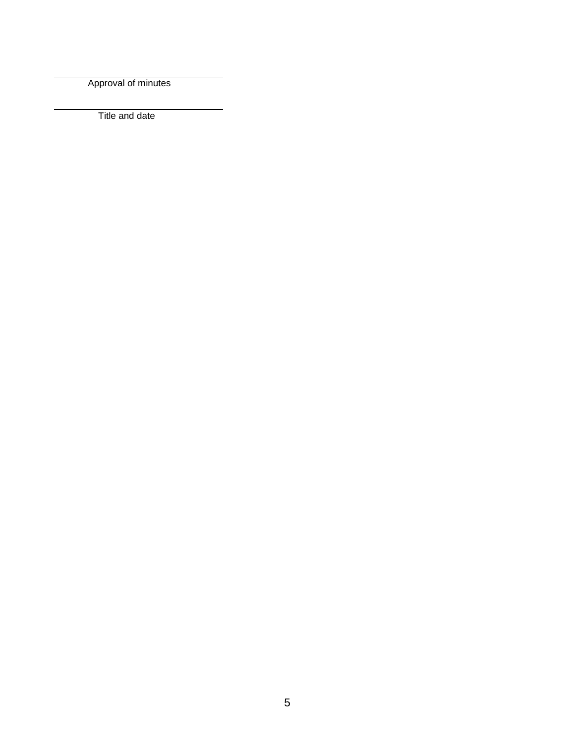\_\_\_\_\_\_\_\_\_\_\_\_\_\_\_\_\_\_\_\_\_\_\_\_\_\_\_\_\_\_

Approval of minutes

\_\_\_\_\_\_\_\_\_\_\_\_\_\_\_\_\_\_\_\_\_\_\_\_\_\_\_\_\_\_

Title and date